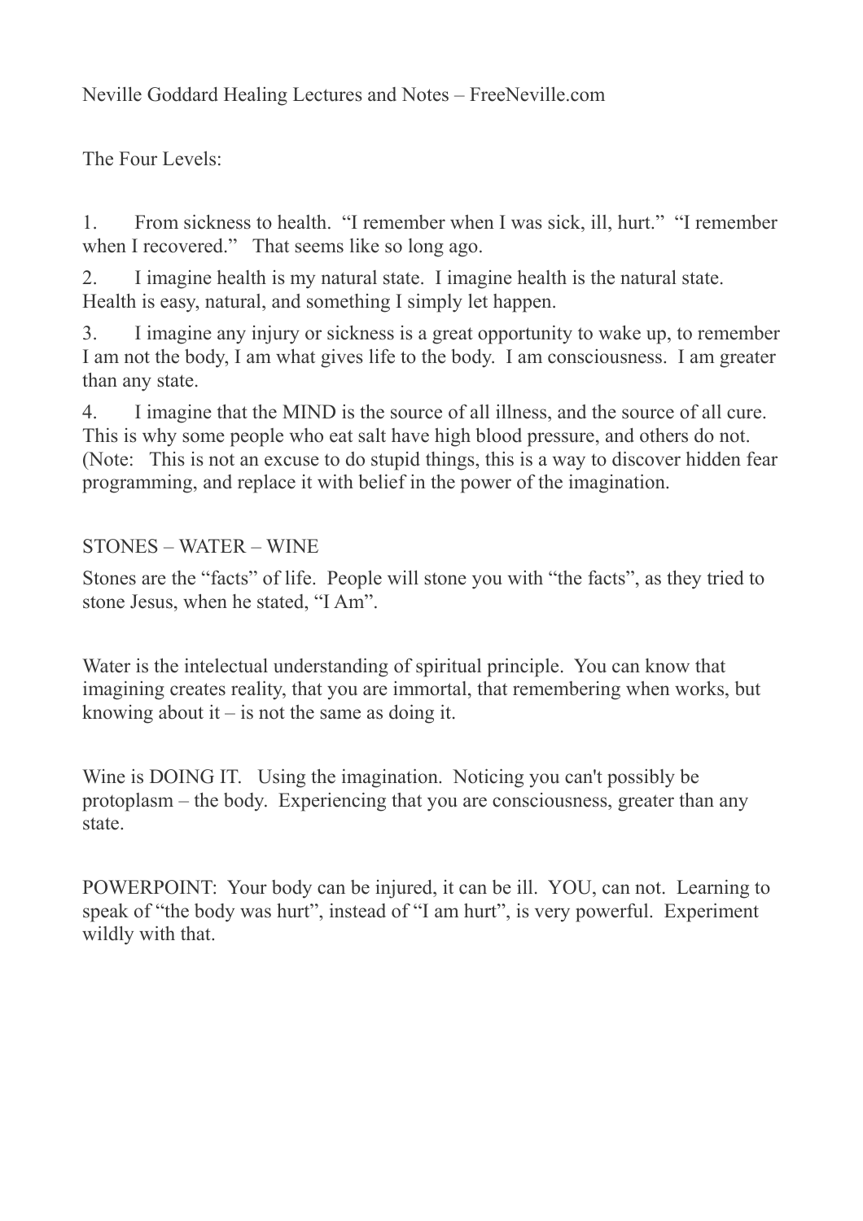Neville Goddard Healing Lectures and Notes – FreeNeville.com

The Four Levels:

1. From sickness to health. “I remember when I was sick, ill, hurt.” “I remember when I recovered.” That seems like so long ago.
2. I imagine health is my natural state. I imagine health is the natural state. Health is easy, natural, and something I simply let happen.
3. I imagine any injury or sickness is a great opportunity to wake up, to remember I am not the body, I am what gives life to the body. I am consciousness. I am greater than any state.
4. I imagine that the MIND is the source of all illness, and the source of all cure. This is why some people who eat salt have high blood pressure, and others do not. (Note: This is not an excuse to do stupid things, this is a way to discover hidden fear programming, and replace it with belief in the power of the imagination.

STONES – WATER – WINE

Stones are the “facts” of life. People will stone you with “the facts”, as they tried to stone Jesus, when he stated, “I Am”.

Water is the intelectual understanding of spiritual principle. You can know that imagining creates reality, that you are immortal, that remembering when works, but knowing about it – is not the same as doing it.

Wine is DOING IT. Using the imagination. Noticing you can't possibly be protoplasm – the body. Experiencing that you are consciousness, greater than any state.

POWERPOINT: Your body can be injured, it can be ill. YOU, can not. Learning to speak of “the body was hurt”, instead of “I am hurt”, is very powerful. Experiment wildly with that.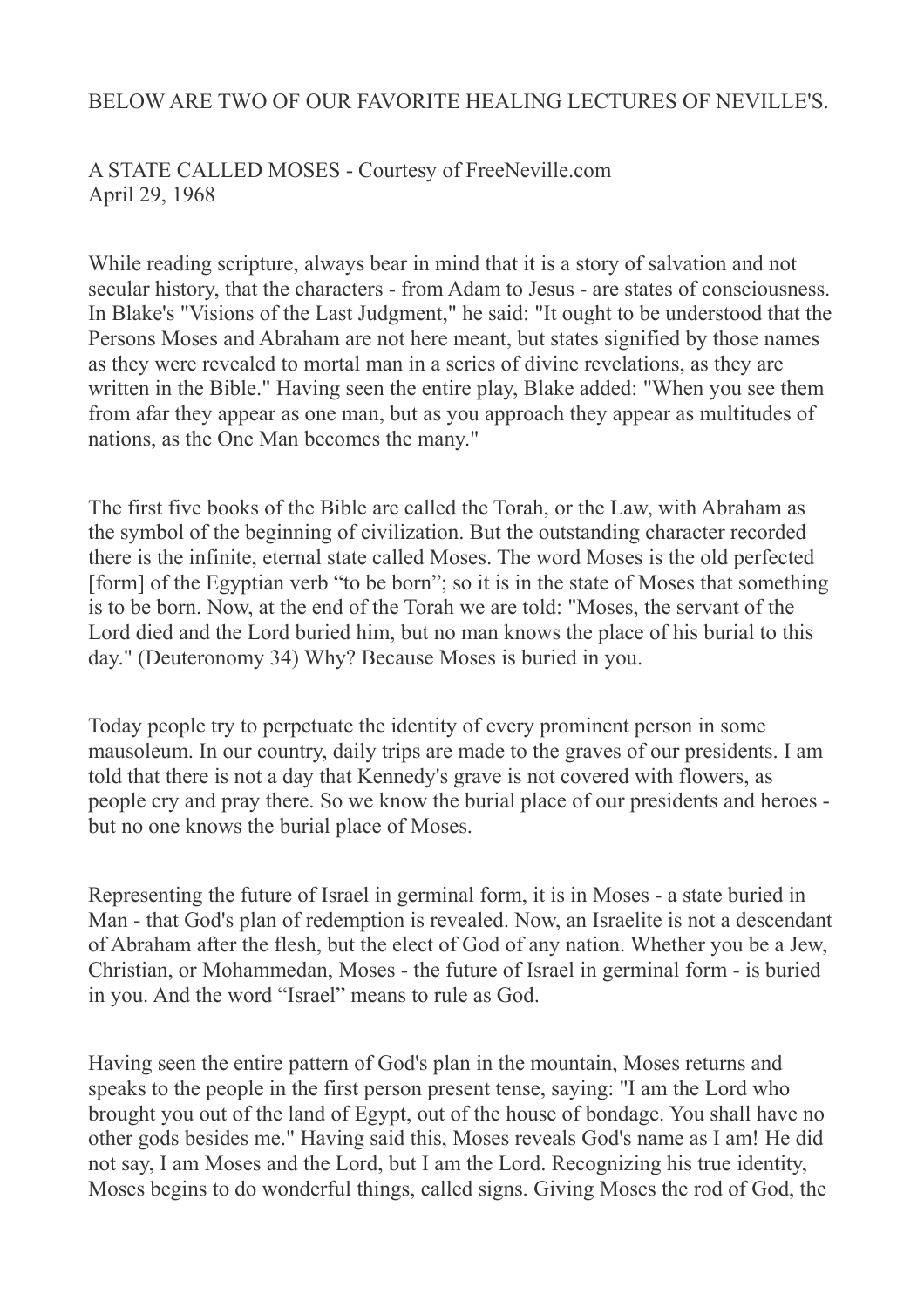BELOW ARE TWO OF OUR FAVORITE HEALING LECTURES OF NEVILLE'S.

A STATE CALLED MOSES - Courtesy of FreeNeville.com
April 29, 1968

While reading scripture, always bear in mind that it is a story of salvation and not secular history, that the characters - from Adam to Jesus - are states of consciousness. In Blake's "Visions of the Last Judgment," he said: "It ought to be understood that the Persons Moses and Abraham are not here meant, but states signified by those names as they were revealed to mortal man in a series of divine revelations, as they are written in the Bible." Having seen the entire play, Blake added: "When you see them from afar they appear as one man, but as you approach they appear as multitudes of nations, as the One Man becomes the many."

The first five books of the Bible are called the Torah, or the Law, with Abraham as the symbol of the beginning of civilization. But the outstanding character recorded there is the infinite, eternal state called Moses. The word Moses is the old perfected [form] of the Egyptian verb "to be born"; so it is in the state of Moses that something is to be born. Now, at the end of the Torah we are told: "Moses, the servant of the Lord died and the Lord buried him, but no man knows the place of his burial to this day." (Deuteronomy 34) Why? Because Moses is buried in you.

Today people try to perpetuate the identity of every prominent person in some mausoleum. In our country, daily trips are made to the graves of our presidents. I am told that there is not a day that Kennedy's grave is not covered with flowers, as people cry and pray there. So we know the burial place of our presidents and heroes - but no one knows the burial place of Moses.

Representing the future of Israel in germinal form, it is in Moses - a state buried in Man - that God's plan of redemption is revealed. Now, an Israelite is not a descendant of Abraham after the flesh, but the elect of God of any nation. Whether you be a Jew, Christian, or Mohammedan, Moses - the future of Israel in germinal form - is buried in you. And the word "Israel" means to rule as God.

Having seen the entire pattern of God's plan in the mountain, Moses returns and speaks to the people in the first person present tense, saying: "I am the Lord who brought you out of the land of Egypt, out of the house of bondage. You shall have no other gods besides me." Having said this, Moses reveals God's name as I am! He did not say, I am Moses and the Lord, but I am the Lord. Recognizing his true identity, Moses begins to do wonderful things, called signs. Giving Moses the rod of God, the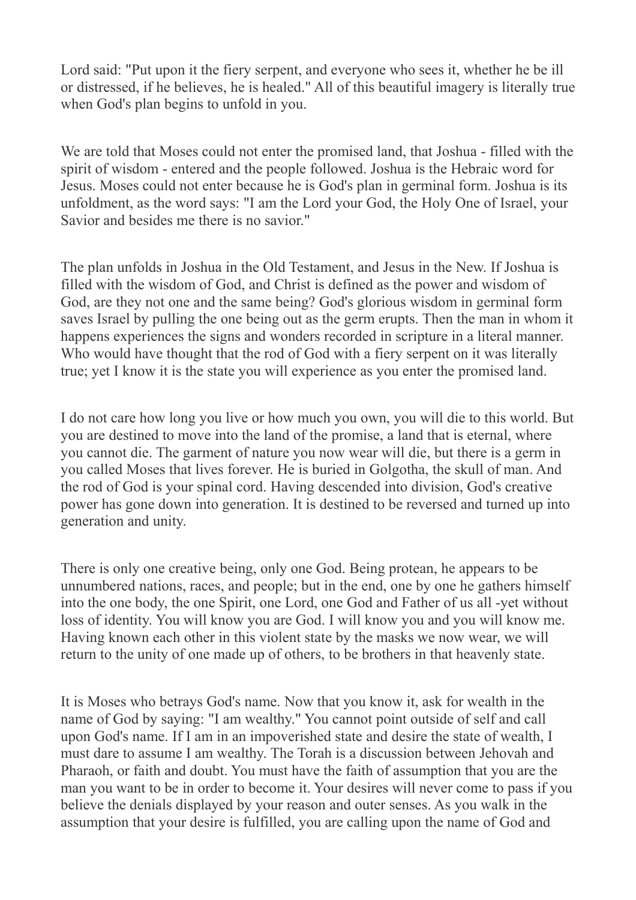Lord said: "Put upon it the fiery serpent, and everyone who sees it, whether he be ill or distressed, if he believes, he is healed." All of this beautiful imagery is literally true when God's plan begins to unfold in you.

We are told that Moses could not enter the promised land, that Joshua - filled with the spirit of wisdom - entered and the people followed. Joshua is the Hebraic word for Jesus. Moses could not enter because he is God's plan in germinal form. Joshua is its unfoldment, as the word says: "I am the Lord your God, the Holy One of Israel, your Savior and besides me there is no savior."

The plan unfolds in Joshua in the Old Testament, and Jesus in the New. If Joshua is filled with the wisdom of God, and Christ is defined as the power and wisdom of God, are they not one and the same being? God's glorious wisdom in germinal form saves Israel by pulling the one being out as the germ erupts. Then the man in whom it happens experiences the signs and wonders recorded in scripture in a literal manner. Who would have thought that the rod of God with a fiery serpent on it was literally true; yet I know it is the state you will experience as you enter the promised land.

I do not care how long you live or how much you own, you will die to this world. But you are destined to move into the land of the promise, a land that is eternal, where you cannot die. The garment of nature you now wear will die, but there is a germ in you called Moses that lives forever. He is buried in Golgotha, the skull of man. And the rod of God is your spinal cord. Having descended into division, God's creative power has gone down into generation. It is destined to be reversed and turned up into generation and unity.

There is only one creative being, only one God. Being protean, he appears to be unnumbered nations, races, and people; but in the end, one by one he gathers himself into the one body, the one Spirit, one Lord, one God and Father of us all -yet without loss of identity. You will know you are God. I will know you and you will know me. Having known each other in this violent state by the masks we now wear, we will return to the unity of one made up of others, to be brothers in that heavenly state.

It is Moses who betrays God's name. Now that you know it, ask for wealth in the name of God by saying: "I am wealthy." You cannot point outside of self and call upon God's name. If I am in an impoverished state and desire the state of wealth, I must dare to assume I am wealthy. The Torah is a discussion between Jehovah and Pharaoh, or faith and doubt. You must have the faith of assumption that you are the man you want to be in order to become it. Your desires will never come to pass if you believe the denials displayed by your reason and outer senses. As you walk in the assumption that your desire is fulfilled, you are calling upon the name of God and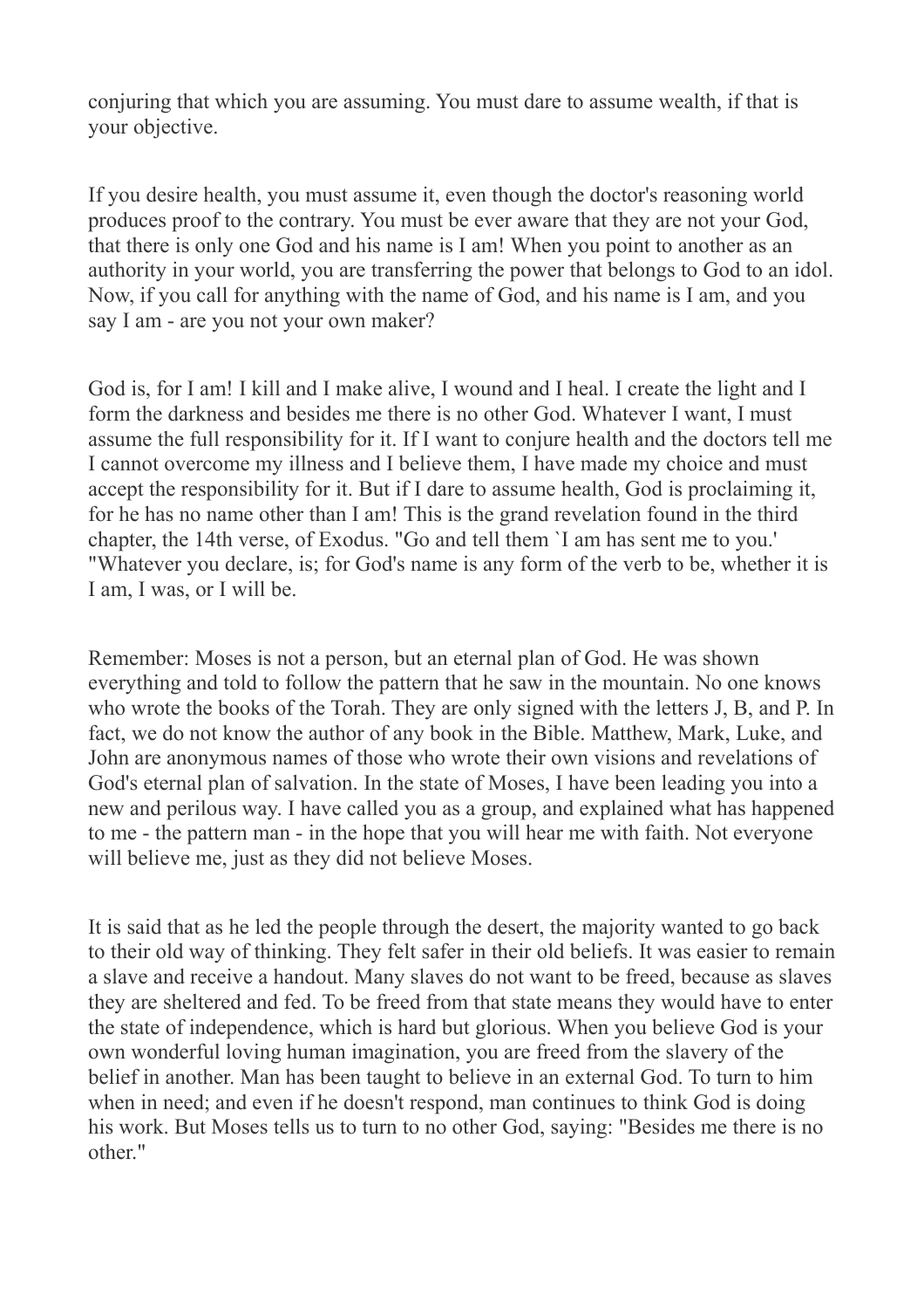conjuring that which you are assuming. You must dare to assume wealth, if that is your objective.

If you desire health, you must assume it, even though the doctor's reasoning world produces proof to the contrary. You must be ever aware that they are not your God, that there is only one God and his name is I am! When you point to another as an authority in your world, you are transferring the power that belongs to God to an idol. Now, if you call for anything with the name of God, and his name is I am, and you say I am - are you not your own maker?

God is, for I am! I kill and I make alive, I wound and I heal. I create the light and I form the darkness and besides me there is no other God. Whatever I want, I must assume the full responsibility for it. If I want to conjure health and the doctors tell me I cannot overcome my illness and I believe them, I have made my choice and must accept the responsibility for it. But if I dare to assume health, God is proclaiming it, for he has no name other than I am! This is the grand revelation found in the third chapter, the 14th verse, of Exodus. "Go and tell them `I am has sent me to you.' "Whatever you declare, is; for God's name is any form of the verb to be, whether it is I am, I was, or I will be.

Remember: Moses is not a person, but an eternal plan of God. He was shown everything and told to follow the pattern that he saw in the mountain. No one knows who wrote the books of the Torah. They are only signed with the letters J, B, and P. In fact, we do not know the author of any book in the Bible. Matthew, Mark, Luke, and John are anonymous names of those who wrote their own visions and revelations of God's eternal plan of salvation. In the state of Moses, I have been leading you into a new and perilous way. I have called you as a group, and explained what has happened to me - the pattern man - in the hope that you will hear me with faith. Not everyone will believe me, just as they did not believe Moses.

It is said that as he led the people through the desert, the majority wanted to go back to their old way of thinking. They felt safer in their old beliefs. It was easier to remain a slave and receive a handout. Many slaves do not want to be freed, because as slaves they are sheltered and fed. To be freed from that state means they would have to enter the state of independence, which is hard but glorious. When you believe God is your own wonderful loving human imagination, you are freed from the slavery of the belief in another. Man has been taught to believe in an external God. To turn to him when in need; and even if he doesn't respond, man continues to think God is doing his work. But Moses tells us to turn to no other God, saying: "Besides me there is no other."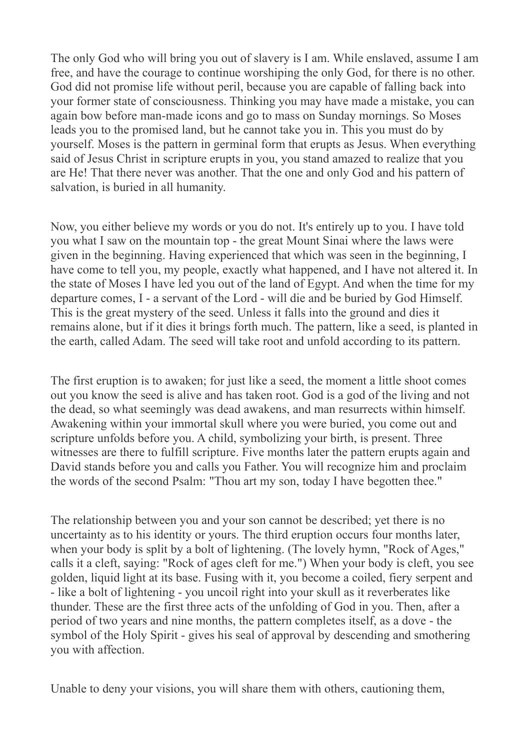The only God who will bring you out of slavery is I am. While enslaved, assume I am free, and have the courage to continue worshiping the only God, for there is no other. God did not promise life without peril, because you are capable of falling back into your former state of consciousness. Thinking you may have made a mistake, you can again bow before man-made icons and go to mass on Sunday mornings. So Moses leads you to the promised land, but he cannot take you in. This you must do by yourself. Moses is the pattern in germinal form that erupts as Jesus. When everything said of Jesus Christ in scripture erupts in you, you stand amazed to realize that you are He! That there never was another. That the one and only God and his pattern of salvation, is buried in all humanity.

Now, you either believe my words or you do not. It's entirely up to you. I have told you what I saw on the mountain top - the great Mount Sinai where the laws were given in the beginning. Having experienced that which was seen in the beginning, I have come to tell you, my people, exactly what happened, and I have not altered it. In the state of Moses I have led you out of the land of Egypt. And when the time for my departure comes, I - a servant of the Lord - will die and be buried by God Himself. This is the great mystery of the seed. Unless it falls into the ground and dies it remains alone, but if it dies it brings forth much. The pattern, like a seed, is planted in the earth, called Adam. The seed will take root and unfold according to its pattern.

The first eruption is to awaken; for just like a seed, the moment a little shoot comes out you know the seed is alive and has taken root. God is a god of the living and not the dead, so what seemingly was dead awakens, and man resurrects within himself. Awakening within your immortal skull where you were buried, you come out and scripture unfolds before you. A child, symbolizing your birth, is present. Three witnesses are there to fulfill scripture. Five months later the pattern erupts again and David stands before you and calls you Father. You will recognize him and proclaim the words of the second Psalm: "Thou art my son, today I have begotten thee."

The relationship between you and your son cannot be described; yet there is no uncertainty as to his identity or yours. The third eruption occurs four months later, when your body is split by a bolt of lightening. (The lovely hymn, "Rock of Ages," calls it a cleft, saying: "Rock of ages cleft for me.") When your body is cleft, you see golden, liquid light at its base. Fusing with it, you become a coiled, fiery serpent and - like a bolt of lightening - you uncoil right into your skull as it reverberates like thunder. These are the first three acts of the unfolding of God in you. Then, after a period of two years and nine months, the pattern completes itself, as a dove - the symbol of the Holy Spirit - gives his seal of approval by descending and smothering you with affection.

Unable to deny your visions, you will share them with others, cautioning them,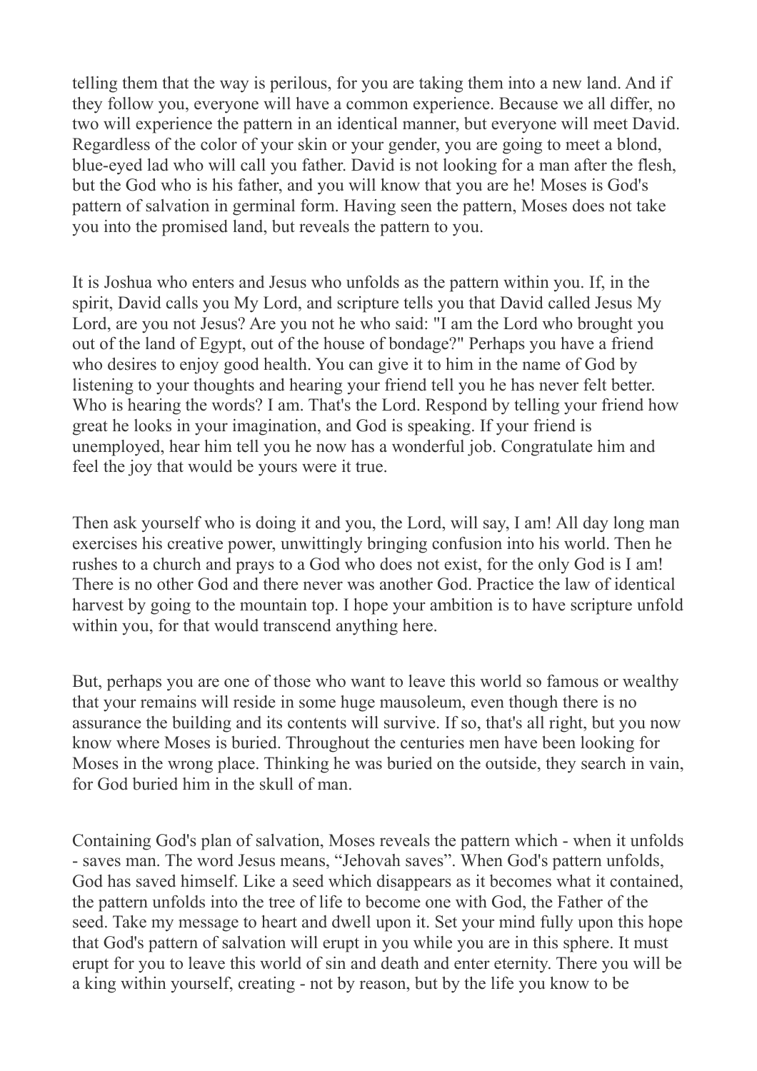telling them that the way is perilous, for you are taking them into a new land. And if they follow you, everyone will have a common experience. Because we all differ, no two will experience the pattern in an identical manner, but everyone will meet David. Regardless of the color of your skin or your gender, you are going to meet a blond, blue-eyed lad who will call you father. David is not looking for a man after the flesh, but the God who is his father, and you will know that you are he! Moses is God's pattern of salvation in germinal form. Having seen the pattern, Moses does not take you into the promised land, but reveals the pattern to you.

It is Joshua who enters and Jesus who unfolds as the pattern within you. If, in the spirit, David calls you My Lord, and scripture tells you that David called Jesus My Lord, are you not Jesus? Are you not he who said: "I am the Lord who brought you out of the land of Egypt, out of the house of bondage?" Perhaps you have a friend who desires to enjoy good health. You can give it to him in the name of God by listening to your thoughts and hearing your friend tell you he has never felt better. Who is hearing the words? I am. That's the Lord. Respond by telling your friend how great he looks in your imagination, and God is speaking. If your friend is unemployed, hear him tell you he now has a wonderful job. Congratulate him and feel the joy that would be yours were it true.

Then ask yourself who is doing it and you, the Lord, will say, I am! All day long man exercises his creative power, unwittingly bringing confusion into his world. Then he rushes to a church and prays to a God who does not exist, for the only God is I am! There is no other God and there never was another God. Practice the law of identical harvest by going to the mountain top. I hope your ambition is to have scripture unfold within you, for that would transcend anything here.

But, perhaps you are one of those who want to leave this world so famous or wealthy that your remains will reside in some huge mausoleum, even though there is no assurance the building and its contents will survive. If so, that's all right, but you now know where Moses is buried. Throughout the centuries men have been looking for Moses in the wrong place. Thinking he was buried on the outside, they search in vain, for God buried him in the skull of man.

Containing God's plan of salvation, Moses reveals the pattern which - when it unfolds - saves man. The word Jesus means, "Jehovah saves". When God's pattern unfolds, God has saved himself. Like a seed which disappears as it becomes what it contained, the pattern unfolds into the tree of life to become one with God, the Father of the seed. Take my message to heart and dwell upon it. Set your mind fully upon this hope that God's pattern of salvation will erupt in you while you are in this sphere. It must erupt for you to leave this world of sin and death and enter eternity. There you will be a king within yourself, creating - not by reason, but by the life you know to be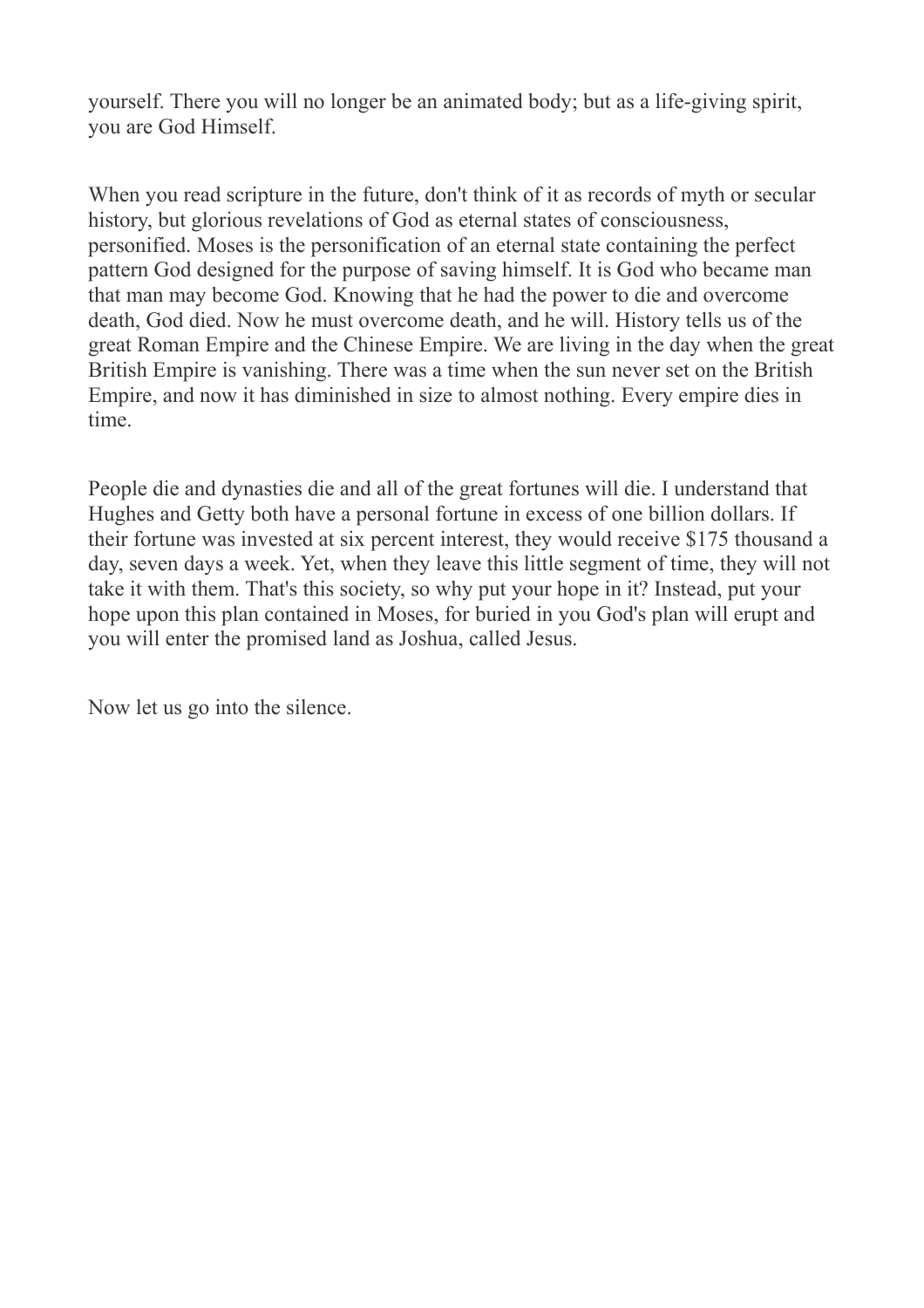yourself. There you will no longer be an animated body; but as a life-giving spirit, you are God Himself.

When you read scripture in the future, don't think of it as records of myth or secular history, but glorious revelations of God as eternal states of consciousness, personified. Moses is the personification of an eternal state containing the perfect pattern God designed for the purpose of saving himself. It is God who became man that man may become God. Knowing that he had the power to die and overcome death, God died. Now he must overcome death, and he will. History tells us of the great Roman Empire and the Chinese Empire. We are living in the day when the great British Empire is vanishing. There was a time when the sun never set on the British Empire, and now it has diminished in size to almost nothing. Every empire dies in time.

People die and dynasties die and all of the great fortunes will die. I understand that Hughes and Getty both have a personal fortune in excess of one billion dollars. If their fortune was invested at six percent interest, they would receive $175 thousand a day, seven days a week. Yet, when they leave this little segment of time, they will not take it with them. That's this society, so why put your hope in it? Instead, put your hope upon this plan contained in Moses, for buried in you God's plan will erupt and you will enter the promised land as Joshua, called Jesus.

Now let us go into the silence.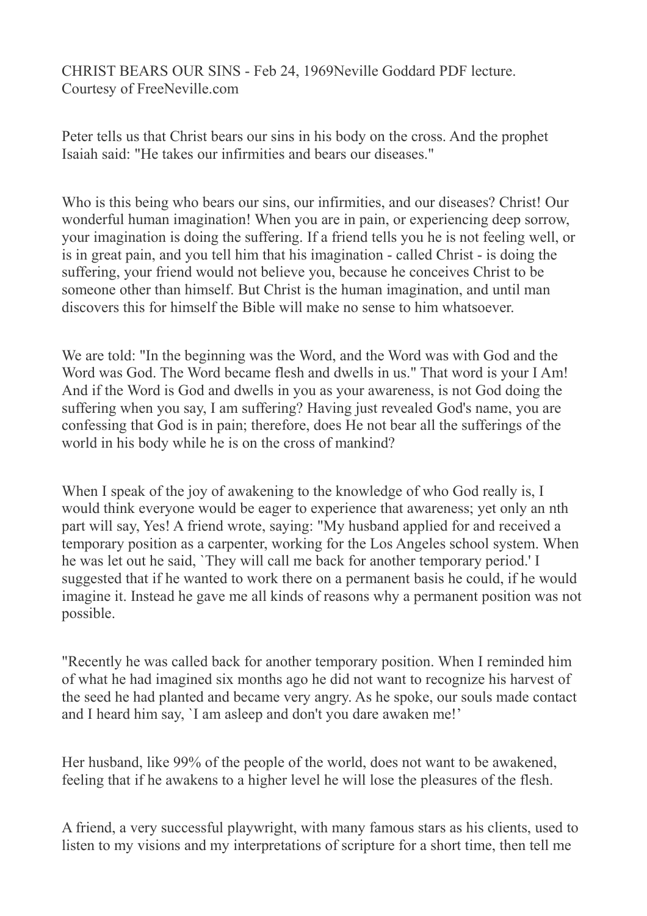CHRIST BEARS OUR SINS - Feb 24, 1969Neville Goddard PDF lecture. Courtesy of FreeNeville.com

Peter tells us that Christ bears our sins in his body on the cross. And the prophet Isaiah said: "He takes our infirmities and bears our diseases."

Who is this being who bears our sins, our infirmities, and our diseases? Christ! Our wonderful human imagination! When you are in pain, or experiencing deep sorrow, your imagination is doing the suffering. If a friend tells you he is not feeling well, or is in great pain, and you tell him that his imagination - called Christ - is doing the suffering, your friend would not believe you, because he conceives Christ to be someone other than himself. But Christ is the human imagination, and until man discovers this for himself the Bible will make no sense to him whatsoever.

We are told: "In the beginning was the Word, and the Word was with God and the Word was God. The Word became flesh and dwells in us." That word is your I Am! And if the Word is God and dwells in you as your awareness, is not God doing the suffering when you say, I am suffering? Having just revealed God's name, you are confessing that God is in pain; therefore, does He not bear all the sufferings of the world in his body while he is on the cross of mankind?

When I speak of the joy of awakening to the knowledge of who God really is, I would think everyone would be eager to experience that awareness; yet only an nth part will say, Yes! A friend wrote, saying: "My husband applied for and received a temporary position as a carpenter, working for the Los Angeles school system. When he was let out he said, `They will call me back for another temporary period.' I suggested that if he wanted to work there on a permanent basis he could, if he would imagine it. Instead he gave me all kinds of reasons why a permanent position was not possible.

"Recently he was called back for another temporary position. When I reminded him of what he had imagined six months ago he did not want to recognize his harvest of the seed he had planted and became very angry. As he spoke, our souls made contact and I heard him say, `I am asleep and don't you dare awaken me!'

Her husband, like 99% of the people of the world, does not want to be awakened, feeling that if he awakens to a higher level he will lose the pleasures of the flesh.

A friend, a very successful playwright, with many famous stars as his clients, used to listen to my visions and my interpretations of scripture for a short time, then tell me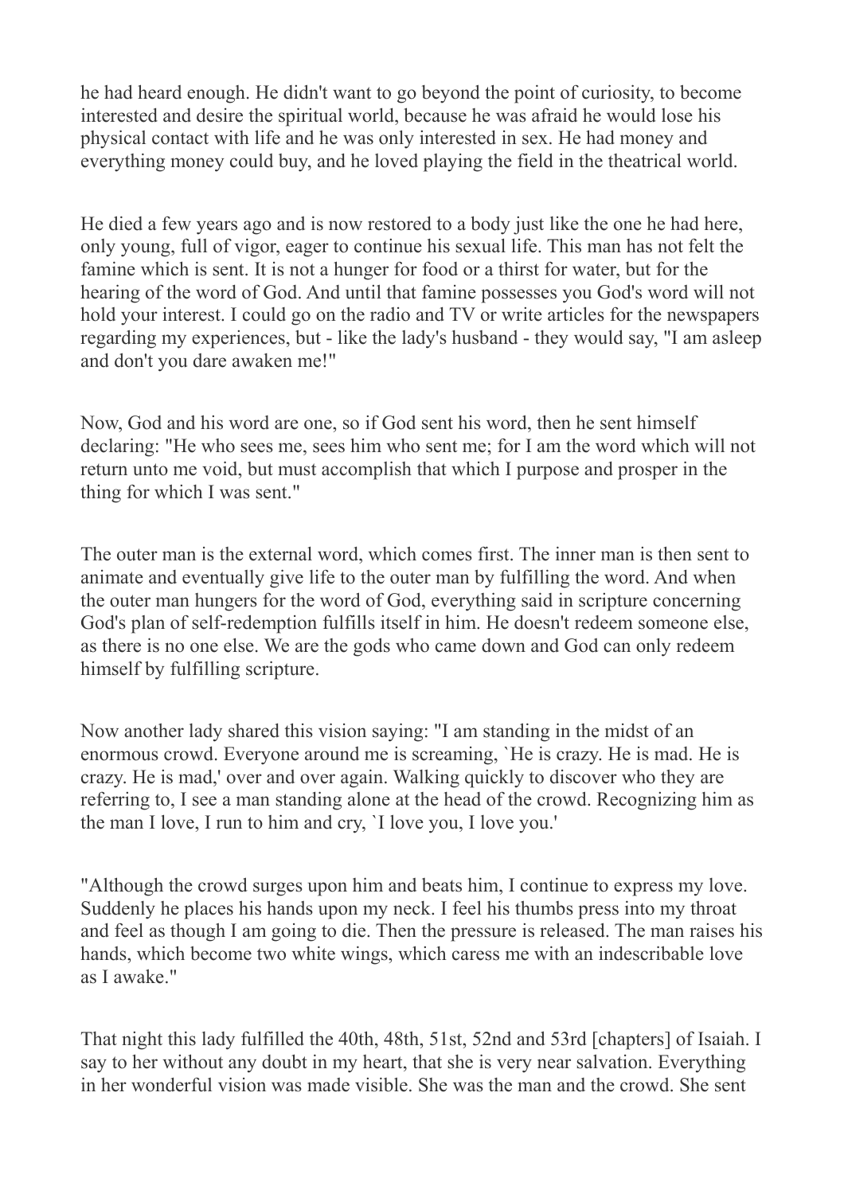he had heard enough. He didn't want to go beyond the point of curiosity, to become interested and desire the spiritual world, because he was afraid he would lose his physical contact with life and he was only interested in sex. He had money and everything money could buy, and he loved playing the field in the theatrical world.

He died a few years ago and is now restored to a body just like the one he had here, only young, full of vigor, eager to continue his sexual life. This man has not felt the famine which is sent. It is not a hunger for food or a thirst for water, but for the hearing of the word of God. And until that famine possesses you God's word will not hold your interest. I could go on the radio and TV or write articles for the newspapers regarding my experiences, but - like the lady's husband - they would say, "I am asleep and don't you dare awaken me!"

Now, God and his word are one, so if God sent his word, then he sent himself declaring: "He who sees me, sees him who sent me; for I am the word which will not return unto me void, but must accomplish that which I purpose and prosper in the thing for which I was sent."

The outer man is the external word, which comes first. The inner man is then sent to animate and eventually give life to the outer man by fulfilling the word. And when the outer man hungers for the word of God, everything said in scripture concerning God's plan of self-redemption fulfills itself in him. He doesn't redeem someone else, as there is no one else. We are the gods who came down and God can only redeem himself by fulfilling scripture.

Now another lady shared this vision saying: "I am standing in the midst of an enormous crowd. Everyone around me is screaming, `He is crazy. He is mad. He is crazy. He is mad,' over and over again. Walking quickly to discover who they are referring to, I see a man standing alone at the head of the crowd. Recognizing him as the man I love, I run to him and cry, `I love you, I love you.'

"Although the crowd surges upon him and beats him, I continue to express my love. Suddenly he places his hands upon my neck. I feel his thumbs press into my throat and feel as though I am going to die. Then the pressure is released. The man raises his hands, which become two white wings, which caress me with an indescribable love as I awake."

That night this lady fulfilled the 40th, 48th, 51st, 52nd and 53rd [chapters] of Isaiah. I say to her without any doubt in my heart, that she is very near salvation. Everything in her wonderful vision was made visible. She was the man and the crowd. She sent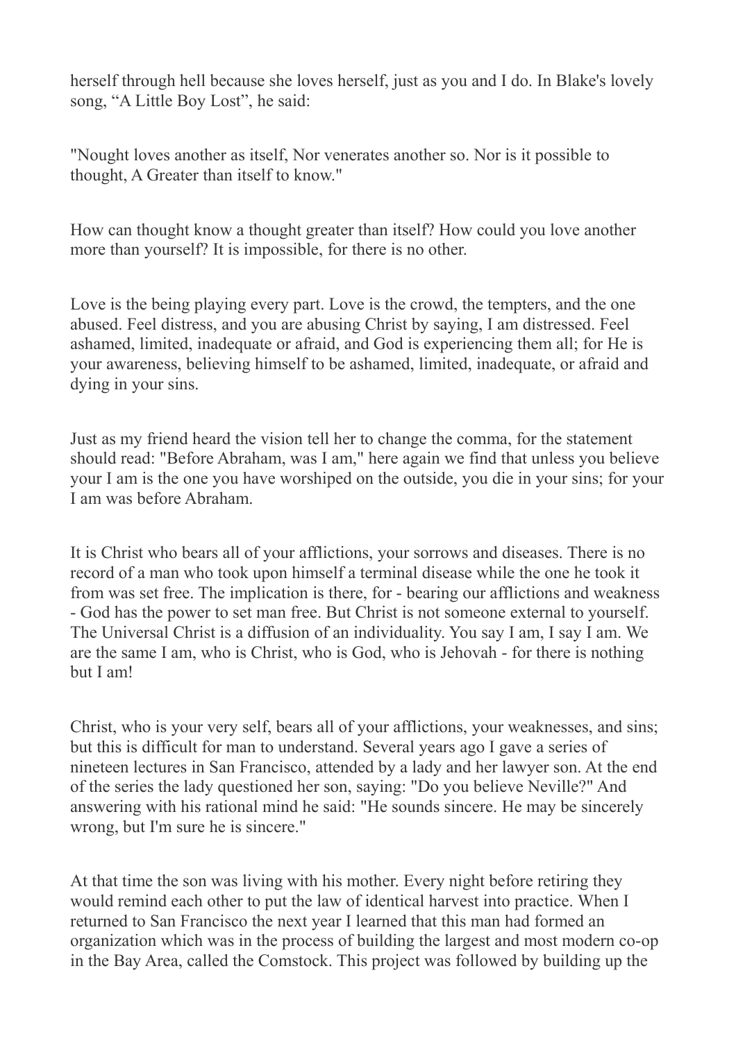herself through hell because she loves herself, just as you and I do. In Blake's lovely song, “A Little Boy Lost”, he said:

"Nought loves another as itself, Nor venerates another so. Nor is it possible to thought, A Greater than itself to know."

How can thought know a thought greater than itself? How could you love another more than yourself? It is impossible, for there is no other.

Love is the being playing every part. Love is the crowd, the tempters, and the one abused. Feel distress, and you are abusing Christ by saying, I am distressed. Feel ashamed, limited, inadequate or afraid, and God is experiencing them all; for He is your awareness, believing himself to be ashamed, limited, inadequate, or afraid and dying in your sins.

Just as my friend heard the vision tell her to change the comma, for the statement should read: "Before Abraham, was I am," here again we find that unless you believe your I am is the one you have worshiped on the outside, you die in your sins; for your I am was before Abraham.

It is Christ who bears all of your afflictions, your sorrows and diseases. There is no record of a man who took upon himself a terminal disease while the one he took it from was set free. The implication is there, for - bearing our afflictions and weakness - God has the power to set man free. But Christ is not someone external to yourself. The Universal Christ is a diffusion of an individuality. You say I am, I say I am. We are the same I am, who is Christ, who is God, who is Jehovah - for there is nothing but I am!

Christ, who is your very self, bears all of your afflictions, your weaknesses, and sins; but this is difficult for man to understand. Several years ago I gave a series of nineteen lectures in San Francisco, attended by a lady and her lawyer son. At the end of the series the lady questioned her son, saying: "Do you believe Neville?" And answering with his rational mind he said: "He sounds sincere. He may be sincerely wrong, but I'm sure he is sincere."

At that time the son was living with his mother. Every night before retiring they would remind each other to put the law of identical harvest into practice. When I returned to San Francisco the next year I learned that this man had formed an organization which was in the process of building the largest and most modern co-op in the Bay Area, called the Comstock. This project was followed by building up the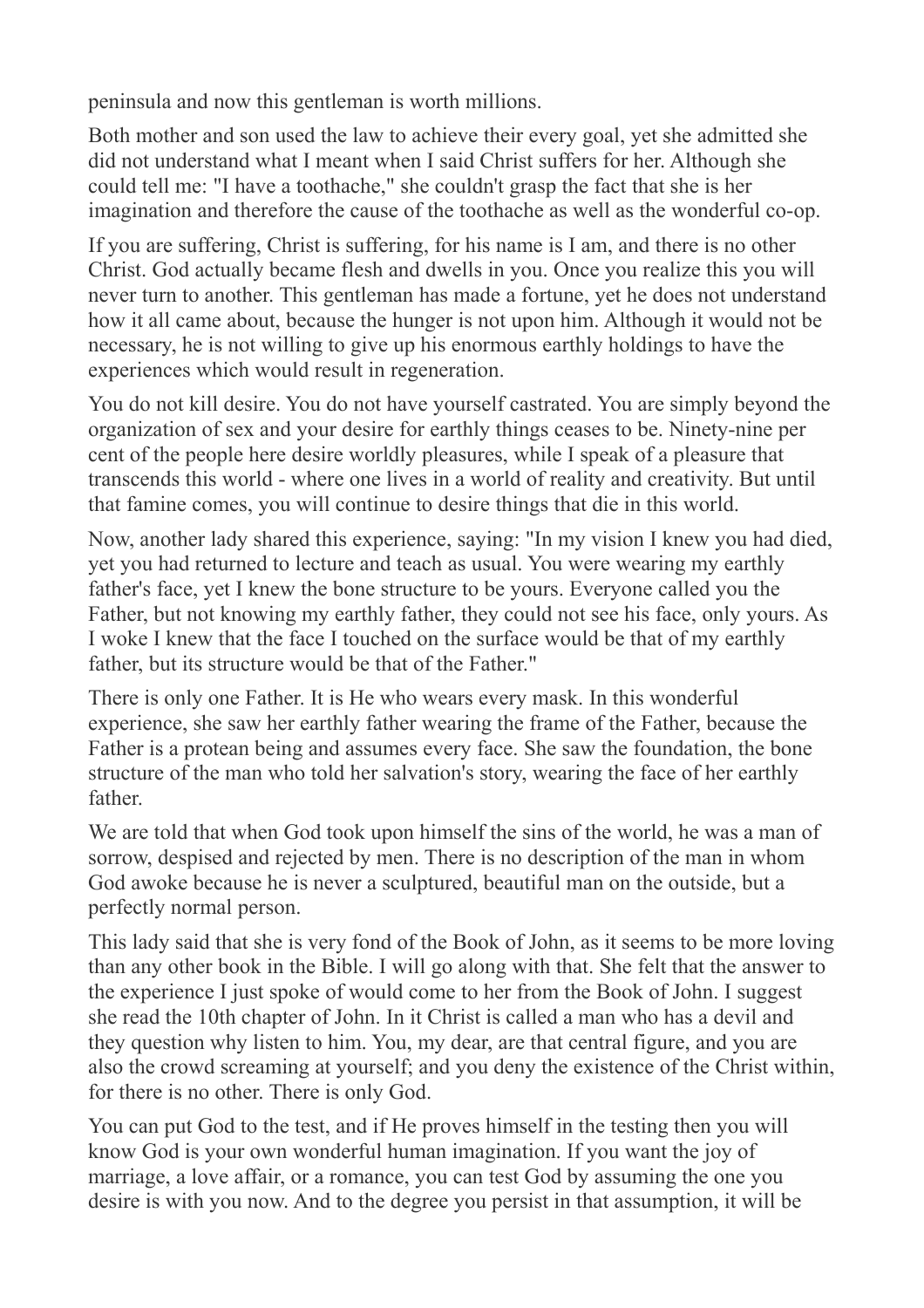peninsula and now this gentleman is worth millions.

Both mother and son used the law to achieve their every goal, yet she admitted she did not understand what I meant when I said Christ suffers for her. Although she could tell me: "I have a toothache," she couldn't grasp the fact that she is her imagination and therefore the cause of the toothache as well as the wonderful co-op.

If you are suffering, Christ is suffering, for his name is I am, and there is no other Christ. God actually became flesh and dwells in you. Once you realize this you will never turn to another. This gentleman has made a fortune, yet he does not understand how it all came about, because the hunger is not upon him. Although it would not be necessary, he is not willing to give up his enormous earthly holdings to have the experiences which would result in regeneration.

You do not kill desire. You do not have yourself castrated. You are simply beyond the organization of sex and your desire for earthly things ceases to be. Ninety-nine per cent of the people here desire worldly pleasures, while I speak of a pleasure that transcends this world - where one lives in a world of reality and creativity. But until that famine comes, you will continue to desire things that die in this world.

Now, another lady shared this experience, saying: "In my vision I knew you had died, yet you had returned to lecture and teach as usual. You were wearing my earthly father's face, yet I knew the bone structure to be yours. Everyone called you the Father, but not knowing my earthly father, they could not see his face, only yours. As I woke I knew that the face I touched on the surface would be that of my earthly father, but its structure would be that of the Father."

There is only one Father. It is He who wears every mask. In this wonderful experience, she saw her earthly father wearing the frame of the Father, because the Father is a protean being and assumes every face. She saw the foundation, the bone structure of the man who told her salvation's story, wearing the face of her earthly father.

We are told that when God took upon himself the sins of the world, he was a man of sorrow, despised and rejected by men. There is no description of the man in whom God awoke because he is never a sculptured, beautiful man on the outside, but a perfectly normal person.

This lady said that she is very fond of the Book of John, as it seems to be more loving than any other book in the Bible. I will go along with that. She felt that the answer to the experience I just spoke of would come to her from the Book of John. I suggest she read the 10th chapter of John. In it Christ is called a man who has a devil and they question why listen to him. You, my dear, are that central figure, and you are also the crowd screaming at yourself; and you deny the existence of the Christ within, for there is no other. There is only God.

You can put God to the test, and if He proves himself in the testing then you will know God is your own wonderful human imagination. If you want the joy of marriage, a love affair, or a romance, you can test God by assuming the one you desire is with you now. And to the degree you persist in that assumption, it will be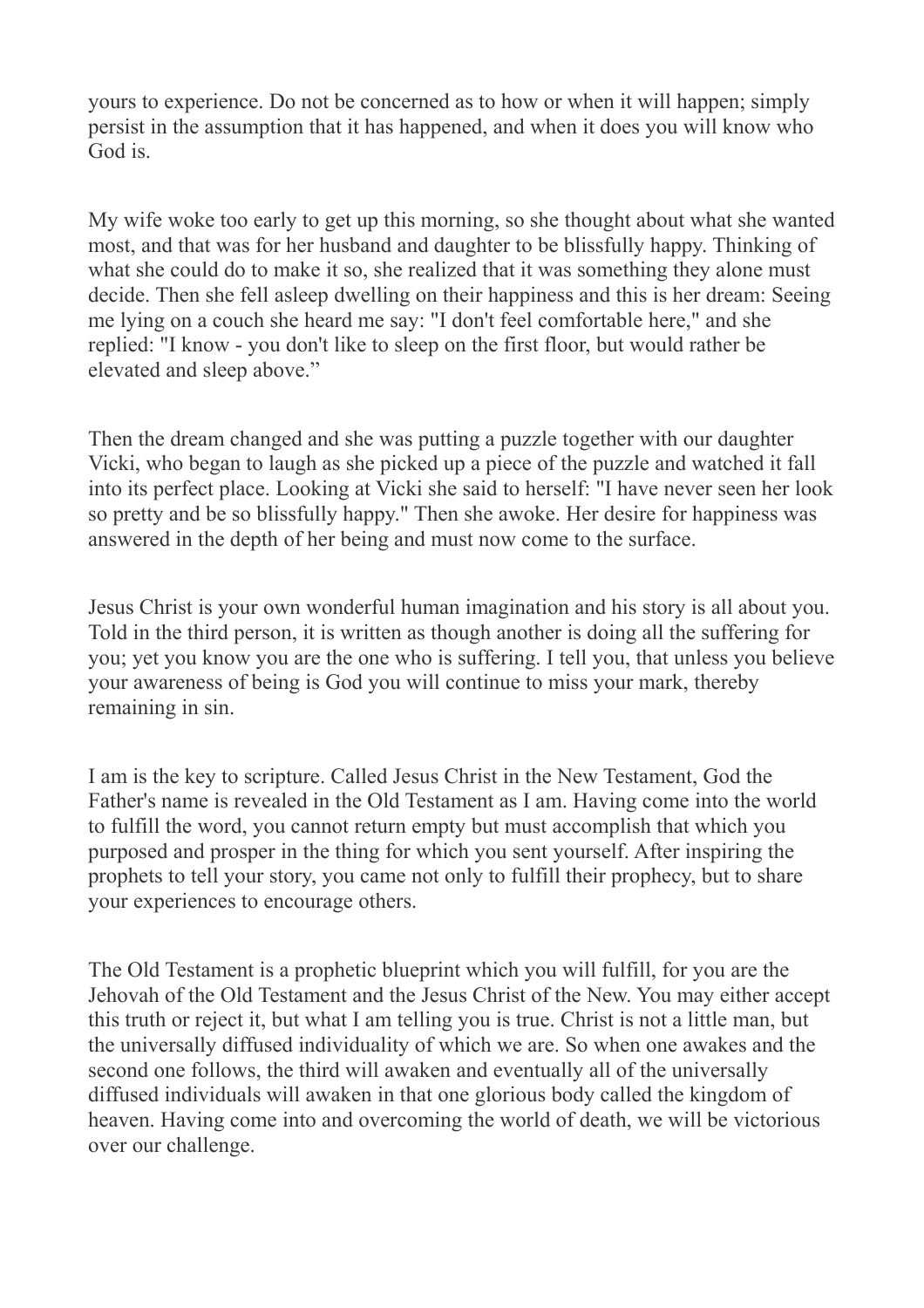yours to experience. Do not be concerned as to how or when it will happen; simply persist in the assumption that it has happened, and when it does you will know who God is.

My wife woke too early to get up this morning, so she thought about what she wanted most, and that was for her husband and daughter to be blissfully happy. Thinking of what she could do to make it so, she realized that it was something they alone must decide. Then she fell asleep dwelling on their happiness and this is her dream: Seeing me lying on a couch she heard me say: "I don't feel comfortable here," and she replied: "I know - you don't like to sleep on the first floor, but would rather be elevated and sleep above."

Then the dream changed and she was putting a puzzle together with our daughter Vicki, who began to laugh as she picked up a piece of the puzzle and watched it fall into its perfect place. Looking at Vicki she said to herself: "I have never seen her look so pretty and be so blissfully happy." Then she awoke. Her desire for happiness was answered in the depth of her being and must now come to the surface.

Jesus Christ is your own wonderful human imagination and his story is all about you. Told in the third person, it is written as though another is doing all the suffering for you; yet you know you are the one who is suffering. I tell you, that unless you believe your awareness of being is God you will continue to miss your mark, thereby remaining in sin.

I am is the key to scripture. Called Jesus Christ in the New Testament, God the Father's name is revealed in the Old Testament as I am. Having come into the world to fulfill the word, you cannot return empty but must accomplish that which you purposed and prosper in the thing for which you sent yourself. After inspiring the prophets to tell your story, you came not only to fulfill their prophecy, but to share your experiences to encourage others.

The Old Testament is a prophetic blueprint which you will fulfill, for you are the Jehovah of the Old Testament and the Jesus Christ of the New. You may either accept this truth or reject it, but what I am telling you is true. Christ is not a little man, but the universally diffused individuality of which we are. So when one awakes and the second one follows, the third will awaken and eventually all of the universally diffused individuals will awaken in that one glorious body called the kingdom of heaven. Having come into and overcoming the world of death, we will be victorious over our challenge.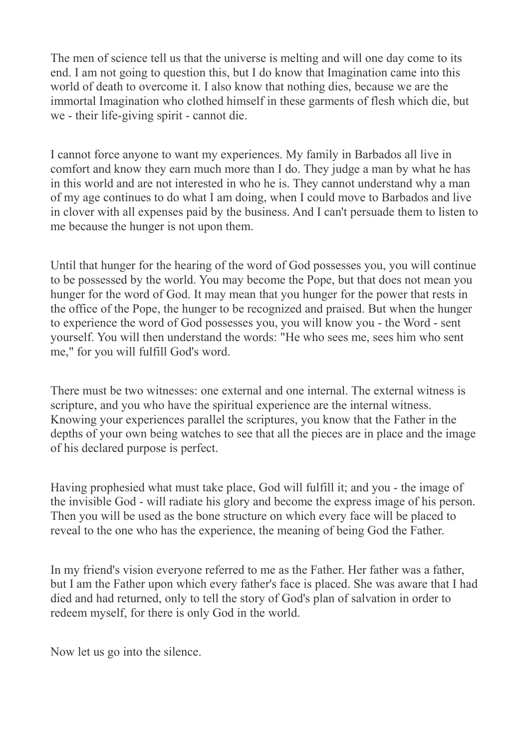The men of science tell us that the universe is melting and will one day come to its end. I am not going to question this, but I do know that Imagination came into this world of death to overcome it. I also know that nothing dies, because we are the immortal Imagination who clothed himself in these garments of flesh which die, but we - their life-giving spirit - cannot die.

I cannot force anyone to want my experiences. My family in Barbados all live in comfort and know they earn much more than I do. They judge a man by what he has in this world and are not interested in who he is. They cannot understand why a man of my age continues to do what I am doing, when I could move to Barbados and live in clover with all expenses paid by the business. And I can't persuade them to listen to me because the hunger is not upon them.

Until that hunger for the hearing of the word of God possesses you, you will continue to be possessed by the world. You may become the Pope, but that does not mean you hunger for the word of God. It may mean that you hunger for the power that rests in the office of the Pope, the hunger to be recognized and praised. But when the hunger to experience the word of God possesses you, you will know you - the Word - sent yourself. You will then understand the words: "He who sees me, sees him who sent me," for you will fulfill God's word.

There must be two witnesses: one external and one internal. The external witness is scripture, and you who have the spiritual experience are the internal witness. Knowing your experiences parallel the scriptures, you know that the Father in the depths of your own being watches to see that all the pieces are in place and the image of his declared purpose is perfect.

Having prophesied what must take place, God will fulfill it; and you - the image of the invisible God - will radiate his glory and become the express image of his person. Then you will be used as the bone structure on which every face will be placed to reveal to the one who has the experience, the meaning of being God the Father.

In my friend's vision everyone referred to me as the Father. Her father was a father, but I am the Father upon which every father's face is placed. She was aware that I had died and had returned, only to tell the story of God's plan of salvation in order to redeem myself, for there is only God in the world.

Now let us go into the silence.